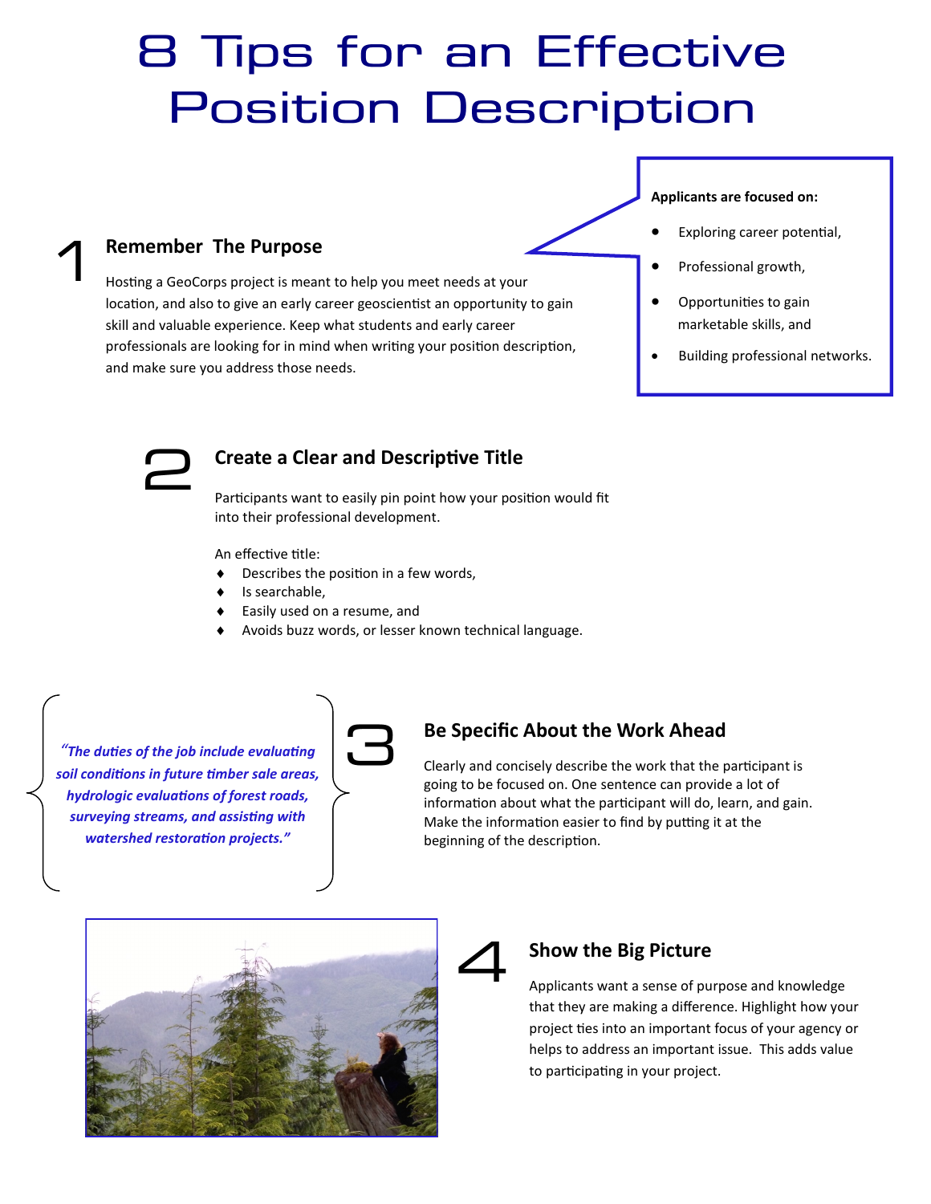# 8 Tips for an Effective Position Description

## 1 Remember The Purpose

Hosting a GeoCorps project is meant to help you meet needs at your location, and also to give an early career geoscientist an opportunity to gain skill and valuable experience. Keep what students and early career professionals are looking for in mind when writing your position description, and make sure you address those needs.

**Applicants are focused on:**

- Exploring career potential,
- Professional growth,
- Opportunities to gain marketable skills, and
- Building professional networks.

## 2 Create a Clear and Descriptive Title

Participants want to easily pin point how your position would fit into their professional development.

An effective title:

- Describes the position in a few words,
- Is searchable,
- Easily used on a resume, and
- Avoids buzz words, or lesser known technical language.

## 3 Be Specific About the Work Ahead

*"The duties of the job include evaluating soil conditions in future timber sale areas, hydrologic evaluations of forest roads, surveying streams, and assisting with watershed restoration projects."*

Clearly and concisely describe the work that the participant is going to be focused on. One sentence can provide a lot of information about what the participant will do, learn, and gain. Make the information easier to find by putting it at the beginning of the description.

## 4 Show the Big Picture

Applicants want a sense of purpose and knowledge that they are making a difference. Highlight how your project ties into an important focus of your agency or helps to address an important issue. This adds value to participating in your project.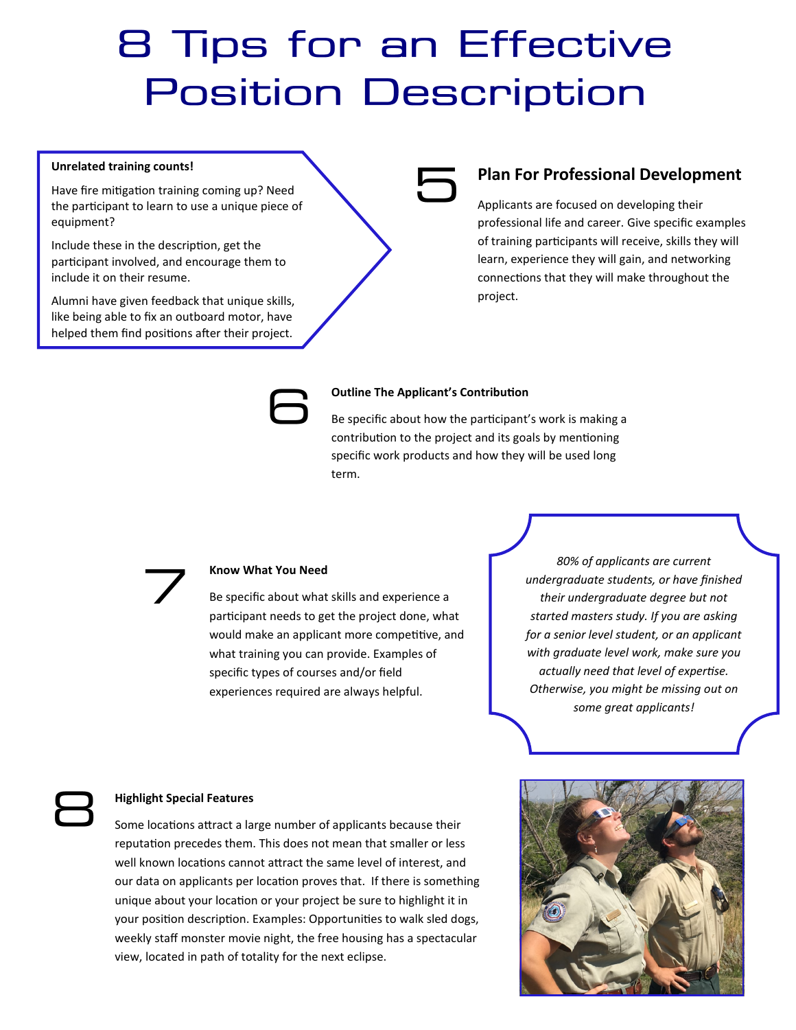# 8 Tips for an Effective Position Description

**Unrelated training counts!**

Have fire mitigation training coming up? Need the participant to learn to use a unique piece of equipment?

Include these in the description, get the participant involved, and encourage them to include it on their resume.

Alumni have given feedback that unique skills, like being able to fix an outboard motor, have helped them find positions after their project.

## 5 Plan For Professional Development

Applicants are focused on developing their professional life and career. Give specific examples of training participants will receive, skills they will learn, experience they will gain, and networking connections that they will make throughout the project.

## 6 Outline The Applicant's Contribution

Be specific about how the participant's work is making a contribution to the project and its goals by mentioning specific work products and how they will be used long term.

## 7 Know What You Need

Be specific about what skills and experience a participant needs to get the project done, what would make an applicant more competitive, and what training you can provide. Examples of specific types of courses and/or field experiences required are always helpful.

*80% of applicants are current undergraduate students, or have finished their undergraduate degree but not started masters study. If you are asking for a senior level student, or an applicant with graduate level work, make sure you actually need that level of expertise. Otherwise, you might be missing out on some great applicants!*

## 8 Highlight Special Features

Some locations attract a large number of applicants because their reputation precedes them. This does not mean that smaller or less well known locations cannot attract the same level of interest, and our data on applicants per location proves that. If there is something unique about your location or your project be sure to highlight it in your position description. Examples: Opportunities to walk sled dogs, weekly staff monster movie night, the free housing has a spectacular view, located in path of totality for the next eclipse.